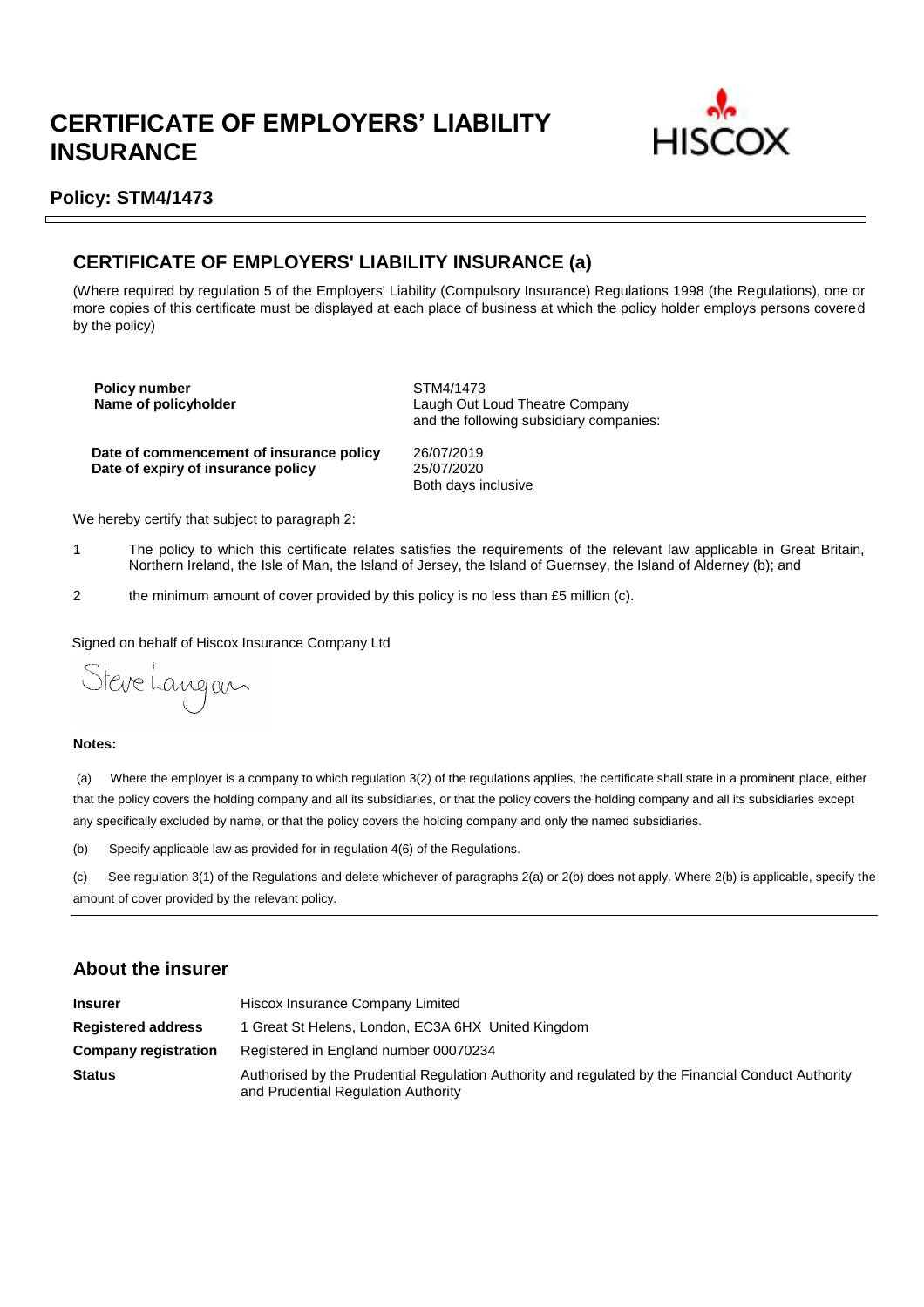# CERTIFICATE OF EMPLOYERS' LIABILITY INSURANCE

HISCOX

## Policy: STM4/1473

## CERTIFICATE OF EMPLOYERS' LIABILITY INSURANCE (a)

(Where required by regulation 5 of the Employers' Liability (Compulsory Insurance) Regulations 1998 (the Regulations), one or more copies of this certificate must be displayed at each place of business at which the policy holder employs persons covered by the policy)

| | |
|---|---|
| **Policy number** | STM4/1473 |
| **Name of policyholder** | Laugh Out Loud Theatre Company<br>and the following subsidiary companies: |
| **Date of commencement of insurance policy** | 26/07/2019 |
| **Date of expiry of insurance policy** | 25/07/2020<br>Both days inclusive |

We hereby certify that subject to paragraph 2:

1. The policy to which this certificate relates satisfies the requirements of the relevant law applicable in Great Britain, Northern Ireland, the Isle of Man, the Island of Jersey, the Island of Guernsey, the Island of Alderney (b); and
2. the minimum amount of cover provided by this policy is no less than £5 million (c).

Signed on behalf of Hiscox Insurance Company Ltd

Steve Langan

**Notes:**

(a) Where the employer is a company to which regulation 3(2) of the regulations applies, the certificate shall state in a prominent place, either that the policy covers the holding company and all its subsidiaries, or that the policy covers the holding company and all its subsidiaries except any specifically excluded by name, or that the policy covers the holding company and only the named subsidiaries.

(b) Specify applicable law as provided for in regulation 4(6) of the Regulations.

(c) See regulation 3(1) of the Regulations and delete whichever of paragraphs 2(a) or 2(b) does not apply. Where 2(b) is applicable, specify the amount of cover provided by the relevant policy.

## About the insurer

| | |
|---|---|
| **Insurer** | Hiscox Insurance Company Limited |
| **Registered address** | 1 Great St Helens, London, EC3A 6HX United Kingdom |
| **Company registration** | Registered in England number 00070234 |
| **Status** | Authorised by the Prudential Regulation Authority and regulated by the Financial Conduct Authority and Prudential Regulation Authority |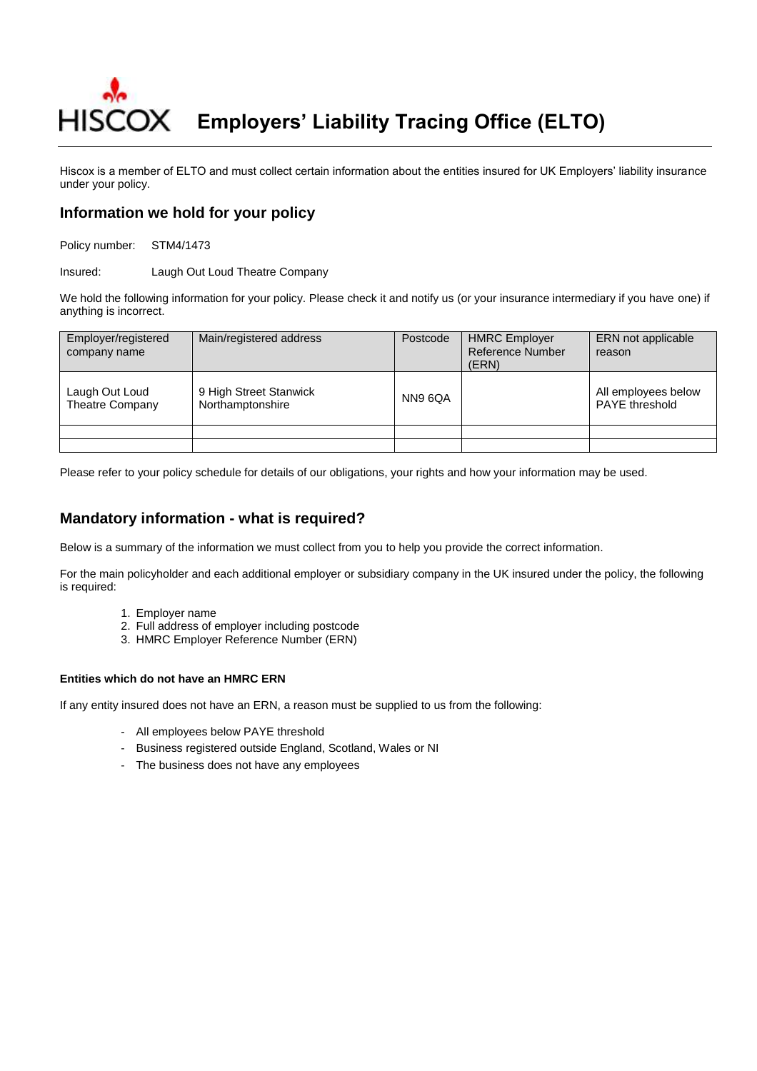# HISCOX Employers' Liability Tracing Office (ELTO)

Hiscox is a member of ELTO and must collect certain information about the entities insured for UK Employers' liability insurance under your policy.

## Information we hold for your policy

Policy number: STM4/1473

Insured: Laugh Out Loud Theatre Company

We hold the following information for your policy. Please check it and notify us (or your insurance intermediary if you have one) if anything is incorrect.

| Employer/registered company name | Main/registered address | Postcode | HMRC Employer Reference Number (ERN) | ERN not applicable reason |
|---|---|---|---|---|
| Laugh Out Loud Theatre Company | 9 High Street Stanwick Northamptonshire | NN9 6QA | | All employees below PAYE threshold |
| | | | | |
| | | | | |

Please refer to your policy schedule for details of our obligations, your rights and how your information may be used.

## Mandatory information - what is required?

Below is a summary of the information we must collect from you to help you provide the correct information.

For the main policyholder and each additional employer or subsidiary company in the UK insured under the policy, the following is required:

1. Employer name
2. Full address of employer including postcode
3. HMRC Employer Reference Number (ERN)

**Entities which do not have an HMRC ERN**

If any entity insured does not have an ERN, a reason must be supplied to us from the following:

- All employees below PAYE threshold
- Business registered outside England, Scotland, Wales or NI
- The business does not have any employees